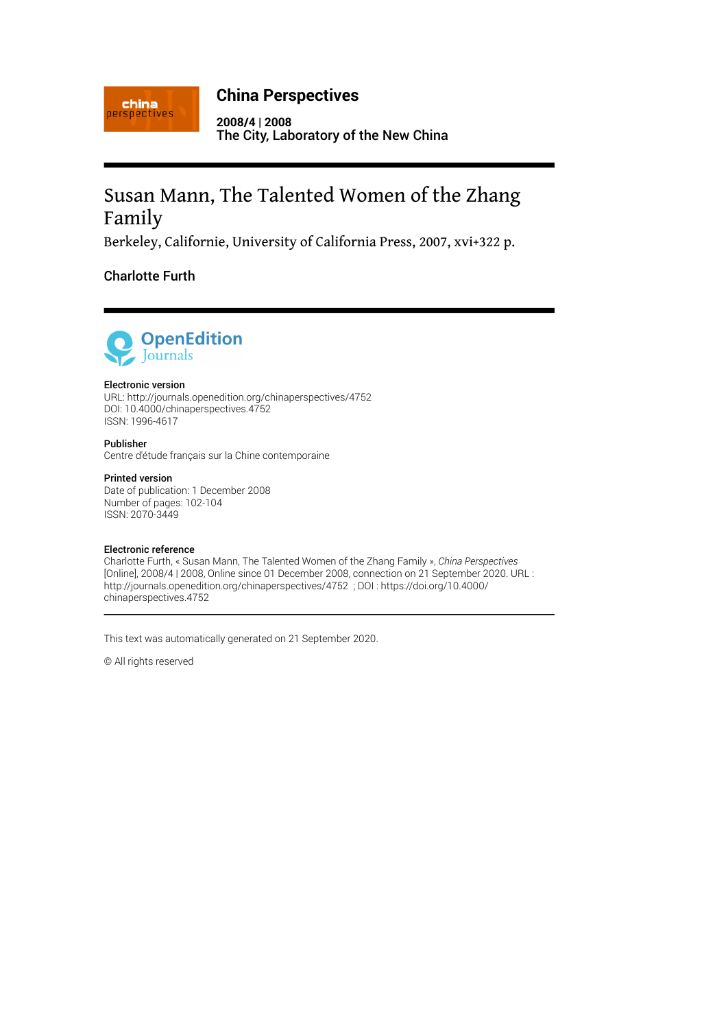# China Perspectives

**2008/4 | 2008**
**The City, Laboratory of the New China**

# Susan Mann, The Talented Women of the Zhang Family

Berkeley, Californie, University of California Press, 2007, xvi+322 p.

## Charlotte Furth

OpenEdition Journals

**Electronic version**
URL: http://journals.openedition.org/chinaperspectives/4752
DOI: 10.4000/chinaperspectives.4752
ISSN: 1996-4617

**Publisher**
Centre d'étude français sur la Chine contemporaine

**Printed version**
Date of publication: 1 December 2008
Number of pages: 102-104
ISSN: 2070-3449

**Electronic reference**
Charlotte Furth, « Susan Mann, The Talented Women of the Zhang Family », *China Perspectives* [Online], 2008/4 | 2008, Online since 01 December 2008, connection on 21 September 2020. URL : http://journals.openedition.org/chinaperspectives/4752 ; DOI : https://doi.org/10.4000/chinaperspectives.4752

This text was automatically generated on 21 September 2020.

© All rights reserved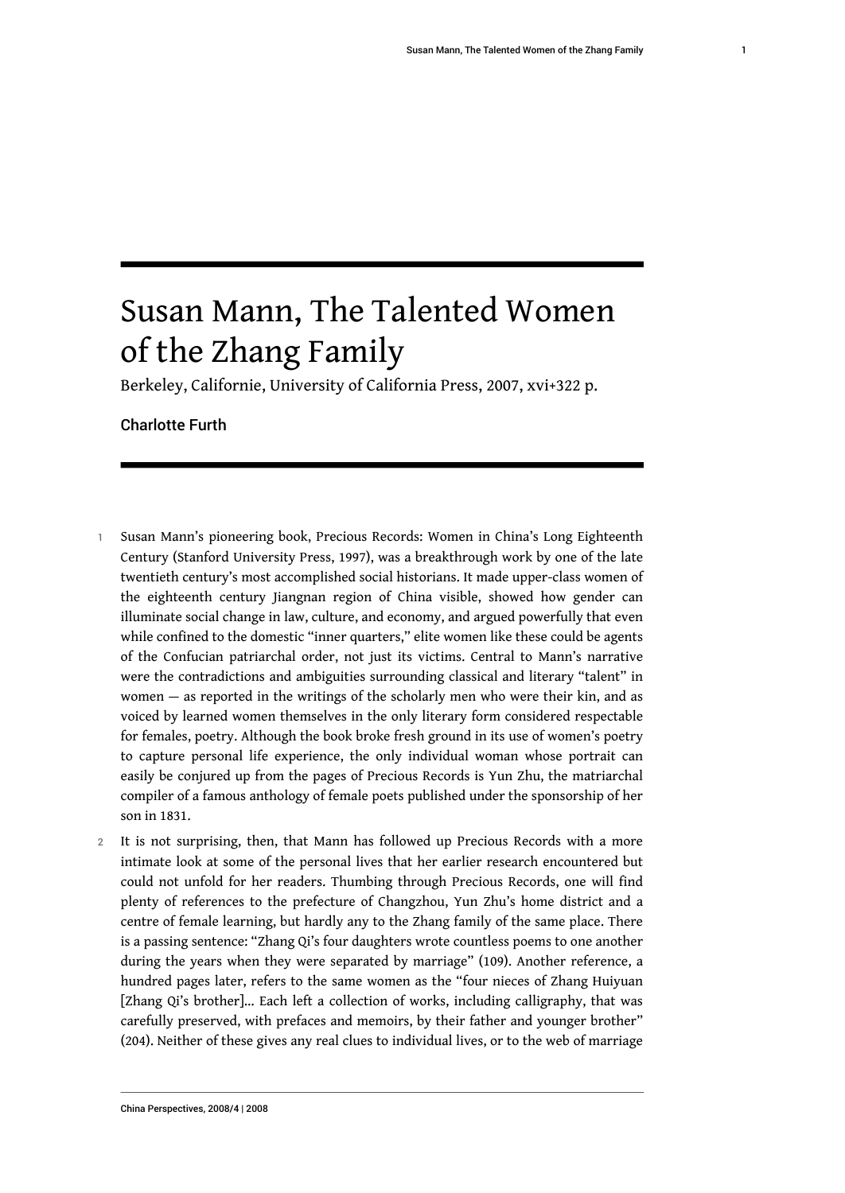# Susan Mann, The Talented Women of the Zhang Family

Berkeley, Californie, University of California Press, 2007, xvi+322 p.

Charlotte Furth

1 Susan Mann's pioneering book, Precious Records: Women in China's Long Eighteenth Century (Stanford University Press, 1997), was a breakthrough work by one of the late twentieth century's most accomplished social historians. It made upper-class women of the eighteenth century Jiangnan region of China visible, showed how gender can illuminate social change in law, culture, and economy, and argued powerfully that even while confined to the domestic "inner quarters," elite women like these could be agents of the Confucian patriarchal order, not just its victims. Central to Mann's narrative were the contradictions and ambiguities surrounding classical and literary "talent" in women — as reported in the writings of the scholarly men who were their kin, and as voiced by learned women themselves in the only literary form considered respectable for females, poetry. Although the book broke fresh ground in its use of women's poetry to capture personal life experience, the only individual woman whose portrait can easily be conjured up from the pages of Precious Records is Yun Zhu, the matriarchal compiler of a famous anthology of female poets published under the sponsorship of her son in 1831.

2 It is not surprising, then, that Mann has followed up Precious Records with a more intimate look at some of the personal lives that her earlier research encountered but could not unfold for her readers. Thumbing through Precious Records, one will find plenty of references to the prefecture of Changzhou, Yun Zhu's home district and a centre of female learning, but hardly any to the Zhang family of the same place. There is a passing sentence: "Zhang Qi's four daughters wrote countless poems to one another during the years when they were separated by marriage" (109). Another reference, a hundred pages later, refers to the same women as the "four nieces of Zhang Huiyuan [Zhang Qi's brother]... Each left a collection of works, including calligraphy, that was carefully preserved, with prefaces and memoirs, by their father and younger brother" (204). Neither of these gives any real clues to individual lives, or to the web of marriage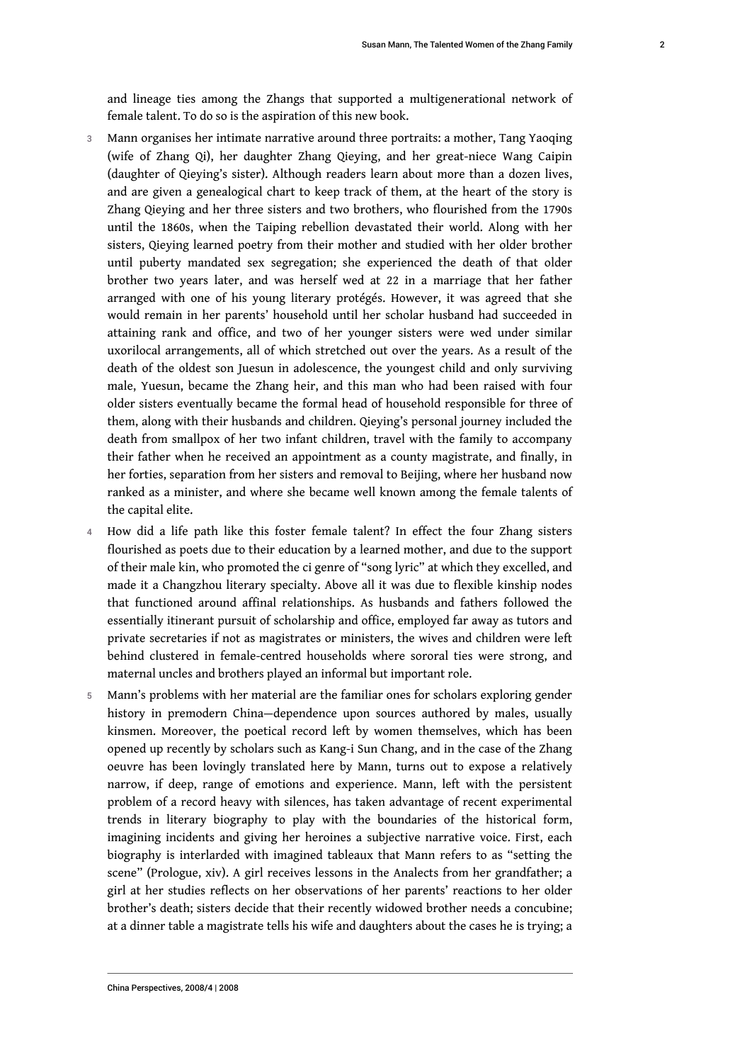and lineage ties among the Zhangs that supported a multigenerational network of female talent. To do so is the aspiration of this new book.

3 Mann organises her intimate narrative around three portraits: a mother, Tang Yaoqing (wife of Zhang Qi), her daughter Zhang Qieying, and her great-niece Wang Caipin (daughter of Qieying's sister). Although readers learn about more than a dozen lives, and are given a genealogical chart to keep track of them, at the heart of the story is Zhang Qieying and her three sisters and two brothers, who flourished from the 1790s until the 1860s, when the Taiping rebellion devastated their world. Along with her sisters, Qieying learned poetry from their mother and studied with her older brother until puberty mandated sex segregation; she experienced the death of that older brother two years later, and was herself wed at 22 in a marriage that her father arranged with one of his young literary protégés. However, it was agreed that she would remain in her parents' household until her scholar husband had succeeded in attaining rank and office, and two of her younger sisters were wed under similar uxorilocal arrangements, all of which stretched out over the years. As a result of the death of the oldest son Juesun in adolescence, the youngest child and only surviving male, Yuesun, became the Zhang heir, and this man who had been raised with four older sisters eventually became the formal head of household responsible for three of them, along with their husbands and children. Qieying's personal journey included the death from smallpox of her two infant children, travel with the family to accompany their father when he received an appointment as a county magistrate, and finally, in her forties, separation from her sisters and removal to Beijing, where her husband now ranked as a minister, and where she became well known among the female talents of the capital elite.

4 How did a life path like this foster female talent? In effect the four Zhang sisters flourished as poets due to their education by a learned mother, and due to the support of their male kin, who promoted the ci genre of "song lyric" at which they excelled, and made it a Changzhou literary specialty. Above all it was due to flexible kinship nodes that functioned around affinal relationships. As husbands and fathers followed the essentially itinerant pursuit of scholarship and office, employed far away as tutors and private secretaries if not as magistrates or ministers, the wives and children were left behind clustered in female-centred households where sororal ties were strong, and maternal uncles and brothers played an informal but important role.

5 Mann's problems with her material are the familiar ones for scholars exploring gender history in premodern China—dependence upon sources authored by males, usually kinsmen. Moreover, the poetical record left by women themselves, which has been opened up recently by scholars such as Kang-i Sun Chang, and in the case of the Zhang oeuvre has been lovingly translated here by Mann, turns out to expose a relatively narrow, if deep, range of emotions and experience. Mann, left with the persistent problem of a record heavy with silences, has taken advantage of recent experimental trends in literary biography to play with the boundaries of the historical form, imagining incidents and giving her heroines a subjective narrative voice. First, each biography is interlarded with imagined tableaux that Mann refers to as "setting the scene" (Prologue, xiv). A girl receives lessons in the Analects from her grandfather; a girl at her studies reflects on her observations of her parents' reactions to her older brother's death; sisters decide that their recently widowed brother needs a concubine; at a dinner table a magistrate tells his wife and daughters about the cases he is trying; a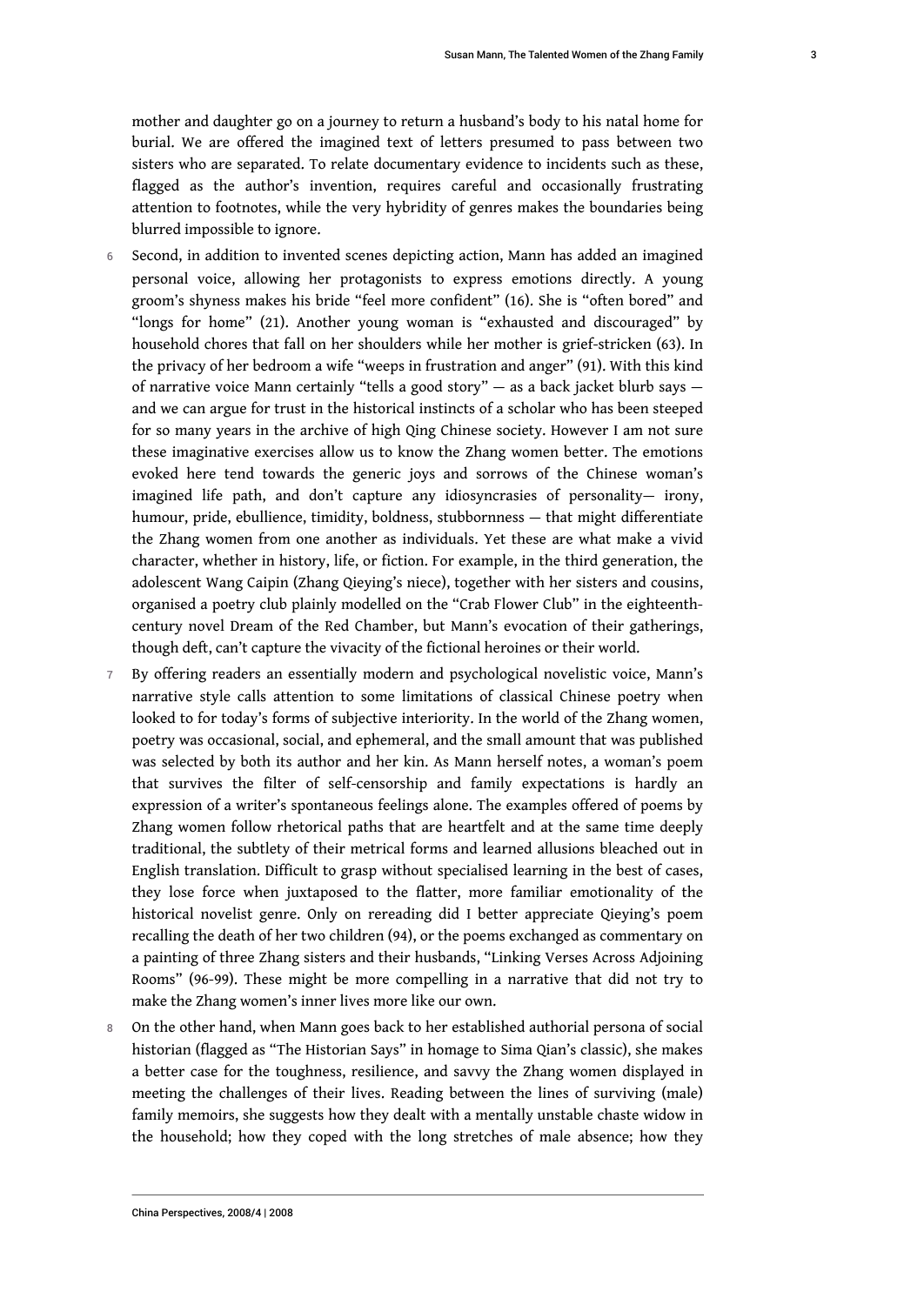mother and daughter go on a journey to return a husband's body to his natal home for burial. We are offered the imagined text of letters presumed to pass between two sisters who are separated. To relate documentary evidence to incidents such as these, flagged as the author's invention, requires careful and occasionally frustrating attention to footnotes, while the very hybridity of genres makes the boundaries being blurred impossible to ignore.

6 Second, in addition to invented scenes depicting action, Mann has added an imagined personal voice, allowing her protagonists to express emotions directly. A young groom's shyness makes his bride "feel more confident" (16). She is "often bored" and "longs for home" (21). Another young woman is "exhausted and discouraged" by household chores that fall on her shoulders while her mother is grief-stricken (63). In the privacy of her bedroom a wife "weeps in frustration and anger" (91). With this kind of narrative voice Mann certainly "tells a good story" — as a back jacket blurb says — and we can argue for trust in the historical instincts of a scholar who has been steeped for so many years in the archive of high Qing Chinese society. However I am not sure these imaginative exercises allow us to know the Zhang women better. The emotions evoked here tend towards the generic joys and sorrows of the Chinese woman's imagined life path, and don't capture any idiosyncrasies of personality— irony, humour, pride, ebullience, timidity, boldness, stubbornness — that might differentiate the Zhang women from one another as individuals. Yet these are what make a vivid character, whether in history, life, or fiction. For example, in the third generation, the adolescent Wang Caipin (Zhang Qieying's niece), together with her sisters and cousins, organised a poetry club plainly modelled on the "Crab Flower Club" in the eighteenth-century novel Dream of the Red Chamber, but Mann's evocation of their gatherings, though deft, can't capture the vivacity of the fictional heroines or their world.

7 By offering readers an essentially modern and psychological novelistic voice, Mann's narrative style calls attention to some limitations of classical Chinese poetry when looked to for today's forms of subjective interiority. In the world of the Zhang women, poetry was occasional, social, and ephemeral, and the small amount that was published was selected by both its author and her kin. As Mann herself notes, a woman's poem that survives the filter of self-censorship and family expectations is hardly an expression of a writer's spontaneous feelings alone. The examples offered of poems by Zhang women follow rhetorical paths that are heartfelt and at the same time deeply traditional, the subtlety of their metrical forms and learned allusions bleached out in English translation. Difficult to grasp without specialised learning in the best of cases, they lose force when juxtaposed to the flatter, more familiar emotionality of the historical novelist genre. Only on rereading did I better appreciate Qieying's poem recalling the death of her two children (94), or the poems exchanged as commentary on a painting of three Zhang sisters and their husbands, "Linking Verses Across Adjoining Rooms" (96-99). These might be more compelling in a narrative that did not try to make the Zhang women's inner lives more like our own.

8 On the other hand, when Mann goes back to her established authorial persona of social historian (flagged as "The Historian Says" in homage to Sima Qian's classic), she makes a better case for the toughness, resilience, and savvy the Zhang women displayed in meeting the challenges of their lives. Reading between the lines of surviving (male) family memoirs, she suggests how they dealt with a mentally unstable chaste widow in the household; how they coped with the long stretches of male absence; how they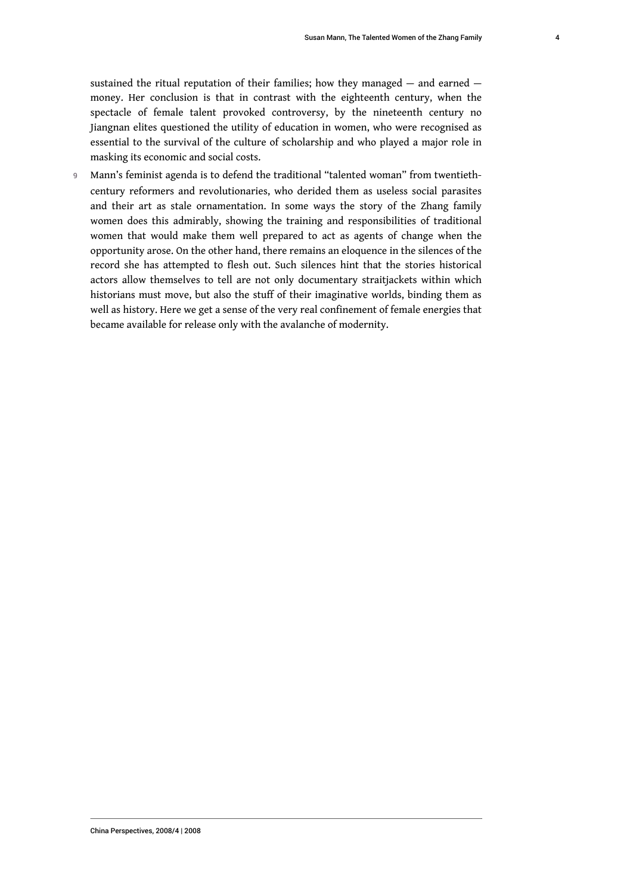sustained the ritual reputation of their families; how they managed — and earned — money. Her conclusion is that in contrast with the eighteenth century, when the spectacle of female talent provoked controversy, by the nineteenth century no Jiangnan elites questioned the utility of education in women, who were recognised as essential to the survival of the culture of scholarship and who played a major role in masking its economic and social costs.

9 Mann's feminist agenda is to defend the traditional "talented woman" from twentieth-century reformers and revolutionaries, who derided them as useless social parasites and their art as stale ornamentation. In some ways the story of the Zhang family women does this admirably, showing the training and responsibilities of traditional women that would make them well prepared to act as agents of change when the opportunity arose. On the other hand, there remains an eloquence in the silences of the record she has attempted to flesh out. Such silences hint that the stories historical actors allow themselves to tell are not only documentary straitjackets within which historians must move, but also the stuff of their imaginative worlds, binding them as well as history. Here we get a sense of the very real confinement of female energies that became available for release only with the avalanche of modernity.